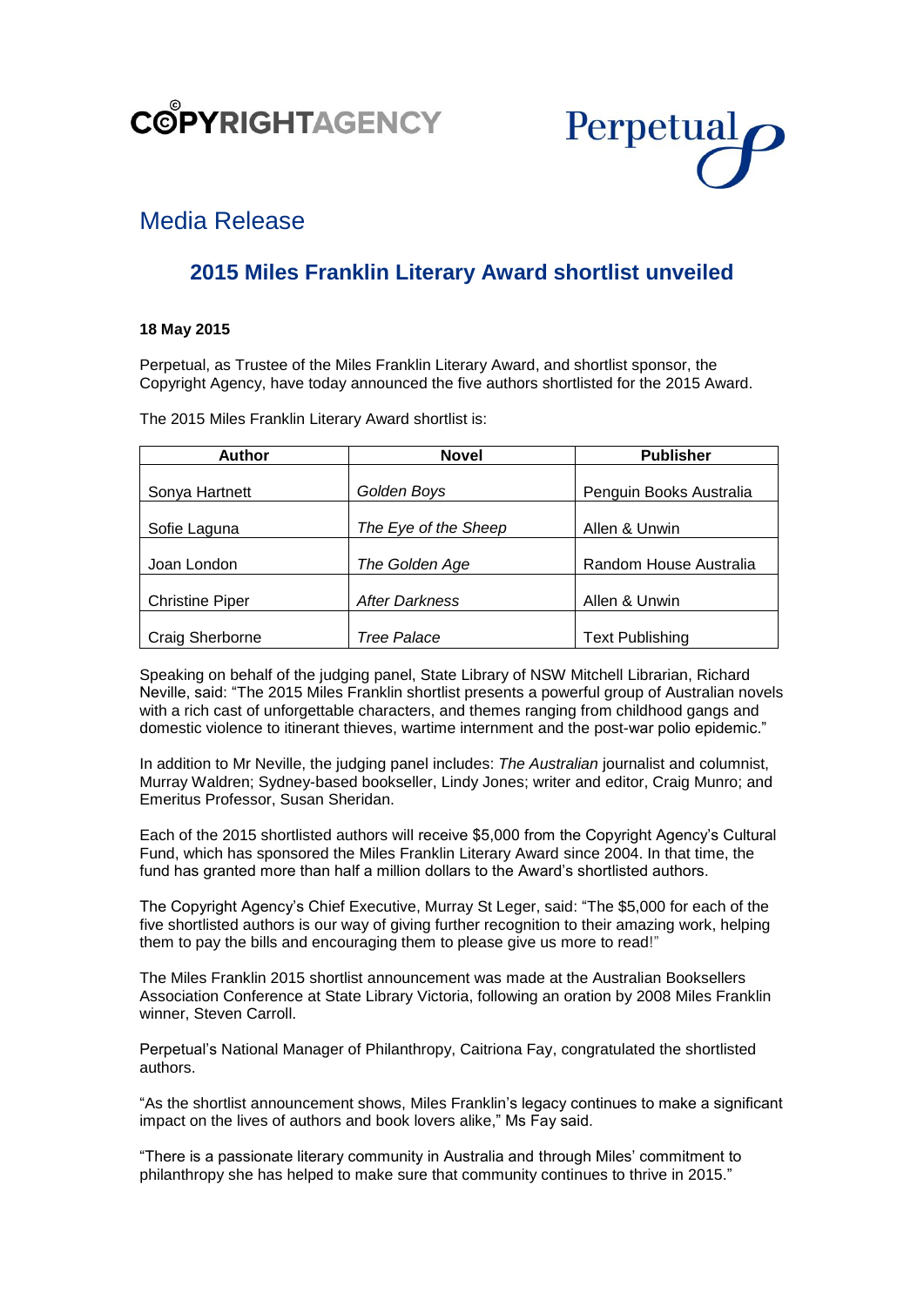COPYRIGHTAGENCY

Perpetual

## Media Release

# 2015 Miles Franklin Literary Award shortlist unveiled

**18 May 2015**

Perpetual, as Trustee of the Miles Franklin Literary Award, and shortlist sponsor, the Copyright Agency, have today announced the five authors shortlisted for the 2015 Award.

The 2015 Miles Franklin Literary Award shortlist is:

| Author | Novel | Publisher |
|---|---|---|
| Sonya Hartnett | *Golden Boys* | Penguin Books Australia |
| Sofie Laguna | *The Eye of the Sheep* | Allen & Unwin |
| Joan London | *The Golden Age* | Random House Australia |
| Christine Piper | *After Darkness* | Allen & Unwin |
| Craig Sherborne | *Tree Palace* | Text Publishing |

Speaking on behalf of the judging panel, State Library of NSW Mitchell Librarian, Richard Neville, said: "The 2015 Miles Franklin shortlist presents a powerful group of Australian novels with a rich cast of unforgettable characters, and themes ranging from childhood gangs and domestic violence to itinerant thieves, wartime internment and the post-war polio epidemic."

In addition to Mr Neville, the judging panel includes: *The Australian* journalist and columnist, Murray Waldren; Sydney-based bookseller, Lindy Jones; writer and editor, Craig Munro; and Emeritus Professor, Susan Sheridan.

Each of the 2015 shortlisted authors will receive $5,000 from the Copyright Agency's Cultural Fund, which has sponsored the Miles Franklin Literary Award since 2004. In that time, the fund has granted more than half a million dollars to the Award's shortlisted authors.

The Copyright Agency's Chief Executive, Murray St Leger, said: "The $5,000 for each of the five shortlisted authors is our way of giving further recognition to their amazing work, helping them to pay the bills and encouraging them to please give us more to read!"

The Miles Franklin 2015 shortlist announcement was made at the Australian Booksellers Association Conference at State Library Victoria, following an oration by 2008 Miles Franklin winner, Steven Carroll.

Perpetual's National Manager of Philanthropy, Caitriona Fay, congratulated the shortlisted authors.

"As the shortlist announcement shows, Miles Franklin's legacy continues to make a significant impact on the lives of authors and book lovers alike," Ms Fay said.

"There is a passionate literary community in Australia and through Miles' commitment to philanthropy she has helped to make sure that community continues to thrive in 2015."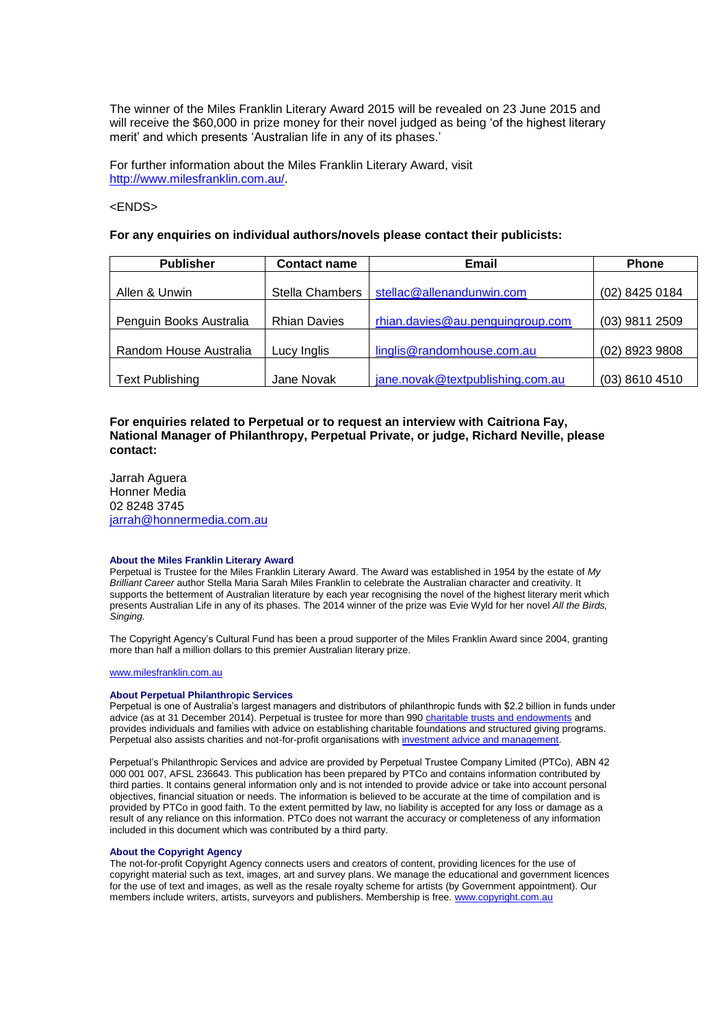The winner of the Miles Franklin Literary Award 2015 will be revealed on 23 June 2015 and will receive the $60,000 in prize money for their novel judged as being 'of the highest literary merit' and which presents 'Australian life in any of its phases.'

For further information about the Miles Franklin Literary Award, visit http://www.milesfranklin.com.au/.

<ENDS>

**For any enquiries on individual authors/novels please contact their publicists:**

| Publisher | Contact name | Email | Phone |
|---|---|---|---|
| Allen & Unwin | Stella Chambers | stellac@allenandunwin.com | (02) 8425 0184 |
| Penguin Books Australia | Rhian Davies | rhian.davies@au.penguingroup.com | (03) 9811 2509 |
| Random House Australia | Lucy Inglis | linglis@randomhouse.com.au | (02) 8923 9808 |
| Text Publishing | Jane Novak | jane.novak@textpublishing.com.au | (03) 8610 4510 |

**For enquiries related to Perpetual or to request an interview with Caitriona Fay, National Manager of Philanthropy, Perpetual Private, or judge, Richard Neville, please contact:**

Jarrah Aguera
Honner Media
02 8248 3745
jarrah@honnermedia.com.au

**About the Miles Franklin Literary Award**

Perpetual is Trustee for the Miles Franklin Literary Award. The Award was established in 1954 by the estate of *My Brilliant Career* author Stella Maria Sarah Miles Franklin to celebrate the Australian character and creativity. It supports the betterment of Australian literature by each year recognising the novel of the highest literary merit which presents Australian Life in any of its phases. The 2014 winner of the prize was Evie Wyld for her novel *All the Birds, Singing.*

The Copyright Agency's Cultural Fund has been a proud supporter of the Miles Franklin Award since 2004, granting more than half a million dollars to this premier Australian literary prize.

www.milesfranklin.com.au

**About Perpetual Philanthropic Services**

Perpetual is one of Australia's largest managers and distributors of philanthropic funds with $2.2 billion in funds under advice (as at 31 December 2014). Perpetual is trustee for more than 990 charitable trusts and endowments and provides individuals and families with advice on establishing charitable foundations and structured giving programs. Perpetual also assists charities and not-for-profit organisations with investment advice and management.

Perpetual's Philanthropic Services and advice are provided by Perpetual Trustee Company Limited (PTCo), ABN 42 000 001 007, AFSL 236643. This publication has been prepared by PTCo and contains information contributed by third parties. It contains general information only and is not intended to provide advice or take into account personal objectives, financial situation or needs. The information is believed to be accurate at the time of compilation and is provided by PTCo in good faith. To the extent permitted by law, no liability is accepted for any loss or damage as a result of any reliance on this information. PTCo does not warrant the accuracy or completeness of any information included in this document which was contributed by a third party.

**About the Copyright Agency**

The not-for-profit Copyright Agency connects users and creators of content, providing licences for the use of copyright material such as text, images, art and survey plans. We manage the educational and government licences for the use of text and images, as well as the resale royalty scheme for artists (by Government appointment). Our members include writers, artists, surveyors and publishers. Membership is free. www.copyright.com.au